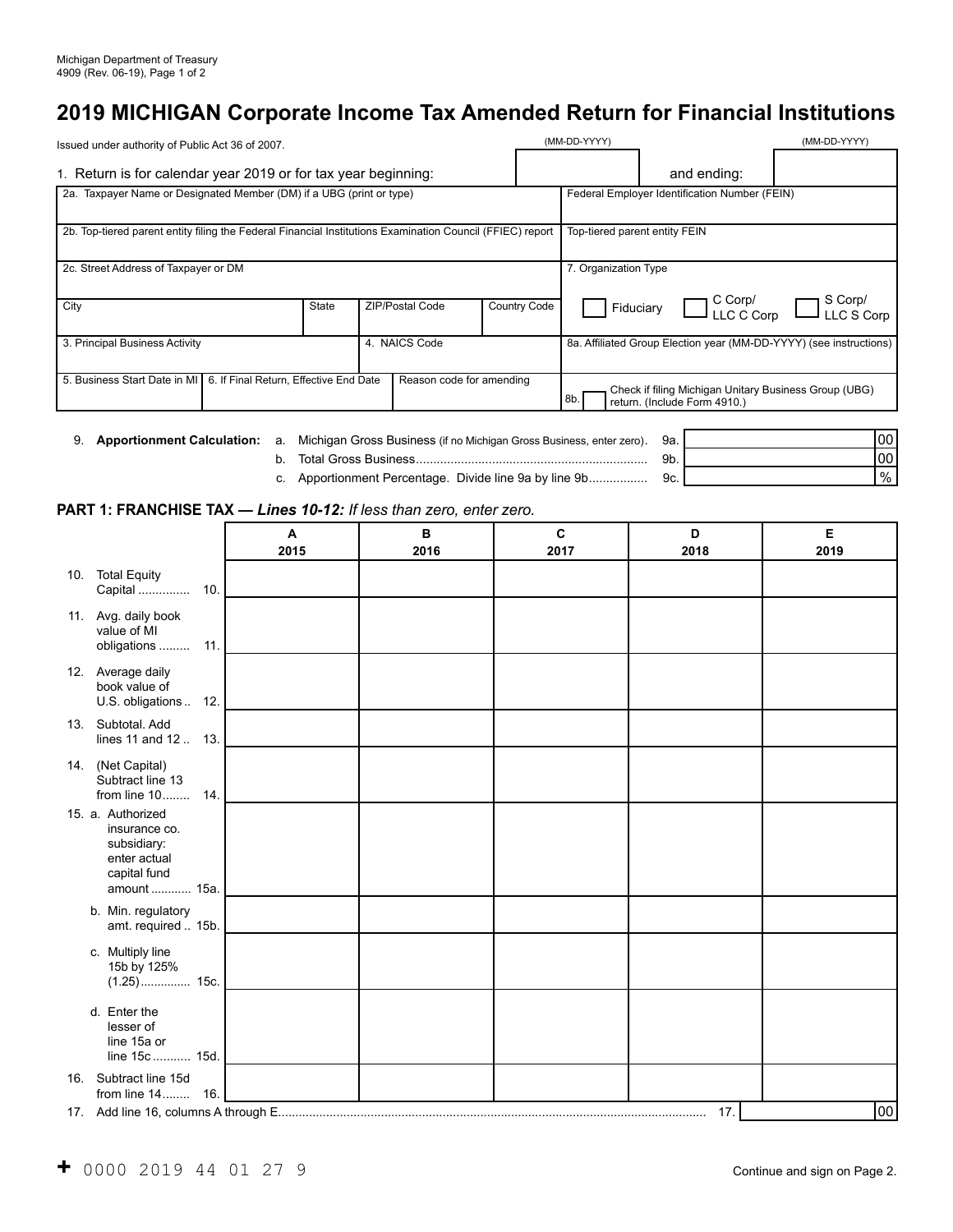Michigan Department of Treasury
4909 (Rev. 06-19), Page 1 of 2

# 2019 MICHIGAN Corporate Income Tax Amended Return for Financial Institutions

Issued under authority of Public Act 36 of 2007.

| 1. Return is for calendar year 2019 or for tax year beginning: | (MM-DD-YYYY) | and ending: | (MM-DD-YYYY) |
|---|---|---|---|

| | |
|---|---|
| 2a. Taxpayer Name or Designated Member (DM) if a UBG (print or type) | Federal Employer Identification Number (FEIN) |
| 2b. Top-tiered parent entity filing the Federal Financial Institutions Examination Council (FFIEC) report | Top-tiered parent entity FEIN |
| 2c. Street Address of Taxpayer or DM | 7. Organization Type |
| City / State / ZIP/Postal Code / Country Code | ☐ Fiduciary ☐ C Corp/ LLC C Corp ☐ S Corp/ LLC S Corp |
| 3. Principal Business Activity / 4. NAICS Code | 8a. Affiliated Group Election year (MM-DD-YYYY) (see instructions) |
| 5. Business Start Date in MI / 6. If Final Return, Effective End Date / Reason code for amending | 8b. ☐ Check if filing Michigan Unitary Business Group (UBG) return. (Include Form 4910.) |

9. **Apportionment Calculation:**

| | | |
|---|---|---|
| a. Michigan Gross Business (if no Michigan Gross Business, enter zero) | 9a. | 00 |
| b. Total Gross Business | 9b. | 00 |
| c. Apportionment Percentage. Divide line 9a by line 9b | 9c. | % |

## PART 1: FRANCHISE TAX — *Lines 10-12: If less than zero, enter zero.*

| | A 2015 | B 2016 | C 2017 | D 2018 | E 2019 |
|---|---|---|---|---|---|
| 10. Total Equity Capital ... 10. | | | | | |
| 11. Avg. daily book value of MI obligations ... 11. | | | | | |
| 12. Average daily book value of U.S. obligations ... 12. | | | | | |
| 13. Subtotal. Add lines 11 and 12 ... 13. | | | | | |
| 14. (Net Capital) Subtract line 13 from line 10 ... 14. | | | | | |
| 15. a. Authorized insurance co. subsidiary: enter actual capital fund amount ... 15a. | | | | | |
| b. Min. regulatory amt. required ... 15b. | | | | | |
| c. Multiply line 15b by 125% (1.25) ... 15c. | | | | | |
| d. Enter the lesser of line 15a or line 15c ... 15d. | | | | | |
| 16. Subtract line 15d from line 14 ... 16. | | | | | |

17. Add line 16, columns A through E ... 17. 00

+ 0000 2019 44 01 27 9

Continue and sign on Page 2.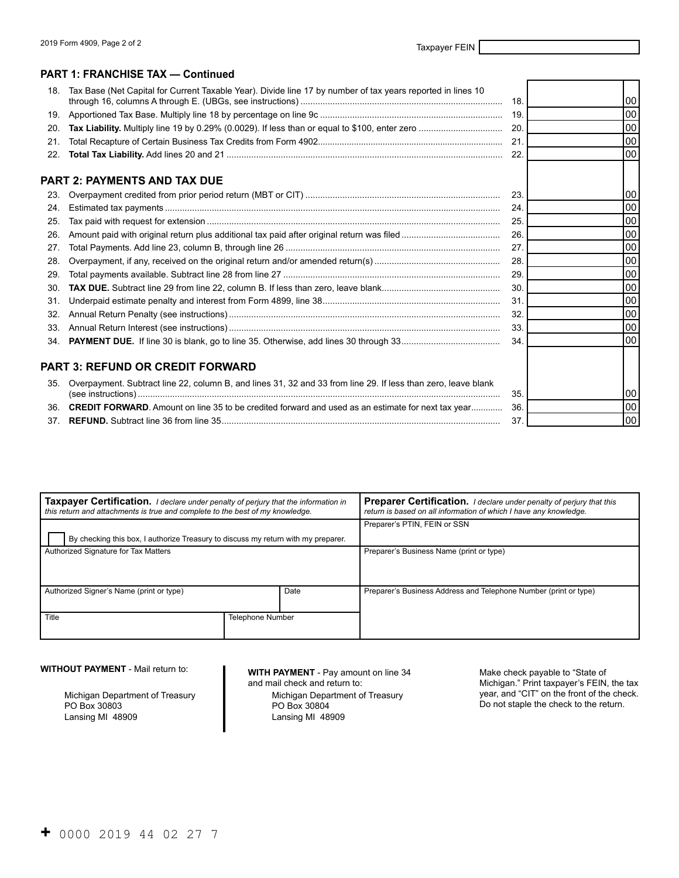Taxpayer FEIN

## PART 1: FRANCHISE TAX — Continued

| | | | |
|---|---|---|---|
| 18. | Tax Base (Net Capital for Current Taxable Year). Divide line 17 by number of tax years reported in lines 10 through 16, columns A through E. (UBGs, see instructions) | 18. | 00 |
| 19. | Apportioned Tax Base. Multiply line 18 by percentage on line 9c | 19. | 00 |
| 20. | **Tax Liability.** Multiply line 19 by 0.29% (0.0029). If less than or equal to $100, enter zero | 20. | 00 |
| 21. | Total Recapture of Certain Business Tax Credits from Form 4902 | 21. | 00 |
| 22. | **Total Tax Liability.** Add lines 20 and 21 | 22. | 00 |

## PART 2: PAYMENTS AND TAX DUE

| | | | |
|---|---|---|---|
| 23. | Overpayment credited from prior period return (MBT or CIT) | 23. | 00 |
| 24. | Estimated tax payments | 24. | 00 |
| 25. | Tax paid with request for extension | 25. | 00 |
| 26. | Amount paid with original return plus additional tax paid after original return was filed | 26. | 00 |
| 27. | Total Payments. Add line 23, column B, through line 26 | 27. | 00 |
| 28. | Overpayment, if any, received on the original return and/or amended return(s) | 28. | 00 |
| 29. | Total payments available. Subtract line 28 from line 27 | 29. | 00 |
| 30. | **TAX DUE.** Subtract line 29 from line 22, column B. If less than zero, leave blank | 30. | 00 |
| 31. | Underpaid estimate penalty and interest from Form 4899, line 38 | 31. | 00 |
| 32. | Annual Return Penalty (see instructions) | 32. | 00 |
| 33. | Annual Return Interest (see instructions) | 33. | 00 |
| 34. | **PAYMENT DUE.** If line 30 is blank, go to line 35. Otherwise, add lines 30 through 33 | 34. | 00 |

## PART 3: REFUND OR CREDIT FORWARD

| | | | |
|---|---|---|---|
| 35. | Overpayment. Subtract line 22, column B, and lines 31, 32 and 33 from line 29. If less than zero, leave blank (see instructions) | 35. | 00 |
| 36. | **CREDIT FORWARD**. Amount on line 35 to be credited forward and used as an estimate for next tax year | 36. | 00 |
| 37. | **REFUND.** Subtract line 36 from line 35 | 37. | 00 |

| **Taxpayer Certification.** *I declare under penalty of perjury that the information in this return and attachments is true and complete to the best of my knowledge.* | | **Preparer Certification.** *I declare under penalty of perjury that this return is based on all information of which I have any knowledge.* |
|---|---|---|
| ☐ By checking this box, I authorize Treasury to discuss my return with my preparer. | | Preparer's PTIN, FEIN or SSN |
| Authorized Signature for Tax Matters | | Preparer's Business Name (print or type) |
| Authorized Signer's Name (print or type) | Date | Preparer's Business Address and Telephone Number (print or type) |
| Title | Telephone Number | |

**WITHOUT PAYMENT** - Mail return to:

Michigan Department of Treasury
PO Box 30803
Lansing MI 48909

**WITH PAYMENT** - Pay amount on line 34 and mail check and return to:

Michigan Department of Treasury
PO Box 30804
Lansing MI 48909

Make check payable to "State of Michigan." Print taxpayer's FEIN, the tax year, and "CIT" on the front of the check. Do not staple the check to the return.

+ 0000 2019 44 02 27 7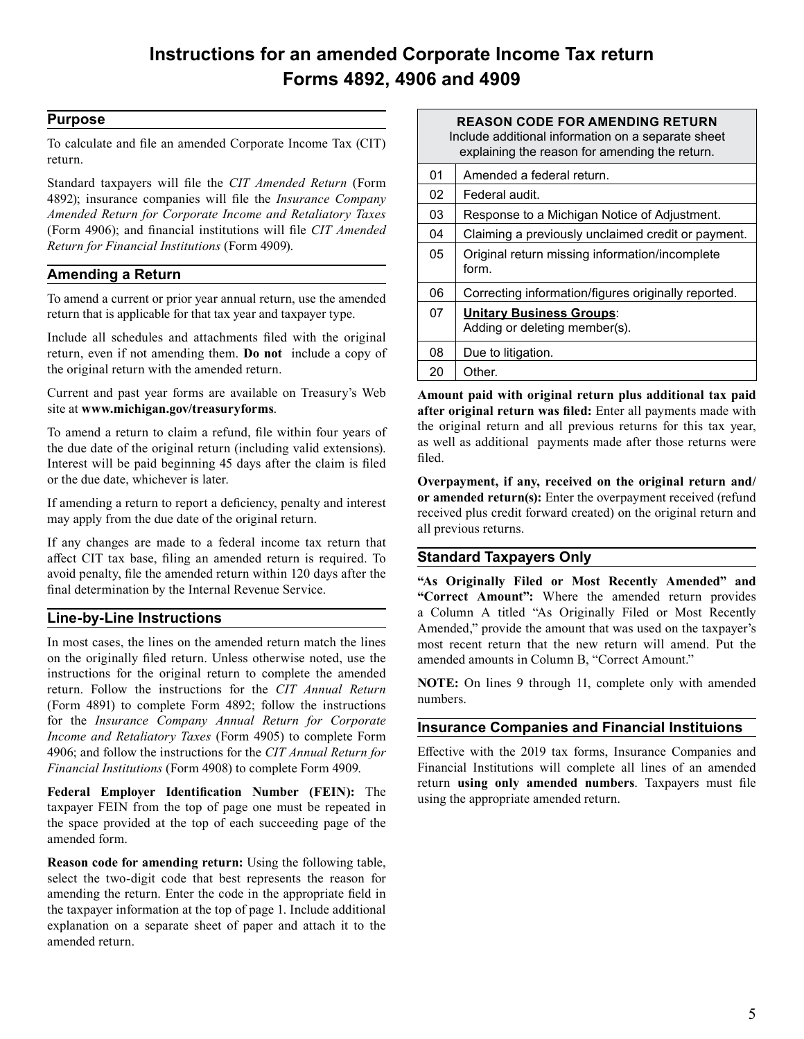# Instructions for an amended Corporate Income Tax return Forms 4892, 4906 and 4909

## Purpose

To calculate and file an amended Corporate Income Tax (CIT) return.

Standard taxpayers will file the *CIT Amended Return* (Form 4892); insurance companies will file the *Insurance Company Amended Return for Corporate Income and Retaliatory Taxes* (Form 4906); and financial institutions will file *CIT Amended Return for Financial Institutions* (Form 4909).

## Amending a Return

To amend a current or prior year annual return, use the amended return that is applicable for that tax year and taxpayer type.

Include all schedules and attachments filed with the original return, even if not amending them. **Do not** include a copy of the original return with the amended return.

Current and past year forms are available on Treasury's Web site at **www.michigan.gov/treasuryforms**.

To amend a return to claim a refund, file within four years of the due date of the original return (including valid extensions). Interest will be paid beginning 45 days after the claim is filed or the due date, whichever is later.

If amending a return to report a deficiency, penalty and interest may apply from the due date of the original return.

If any changes are made to a federal income tax return that affect CIT tax base, filing an amended return is required. To avoid penalty, file the amended return within 120 days after the final determination by the Internal Revenue Service.

## Line-by-Line Instructions

In most cases, the lines on the amended return match the lines on the originally filed return. Unless otherwise noted, use the instructions for the original return to complete the amended return. Follow the instructions for the *CIT Annual Return* (Form 4891) to complete Form 4892; follow the instructions for the *Insurance Company Annual Return for Corporate Income and Retaliatory Taxes* (Form 4905) to complete Form 4906; and follow the instructions for the *CIT Annual Return for Financial Institutions* (Form 4908) to complete Form 4909.

**Federal Employer Identification Number (FEIN):** The taxpayer FEIN from the top of page one must be repeated in the space provided at the top of each succeeding page of the amended form.

**Reason code for amending return:** Using the following table, select the two-digit code that best represents the reason for amending the return. Enter the code in the appropriate field in the taxpayer information at the top of page 1. Include additional explanation on a separate sheet of paper and attach it to the amended return.

| **REASON CODE FOR AMENDING RETURN** Include additional information on a separate sheet explaining the reason for amending the return. | |
|---|---|
| 01 | Amended a federal return. |
| 02 | Federal audit. |
| 03 | Response to a Michigan Notice of Adjustment. |
| 04 | Claiming a previously unclaimed credit or payment. |
| 05 | Original return missing information/incomplete form. |
| 06 | Correcting information/figures originally reported. |
| 07 | **Unitary Business Groups**: Adding or deleting member(s). |
| 08 | Due to litigation. |
| 20 | Other. |

**Amount paid with original return plus additional tax paid after original return was filed:** Enter all payments made with the original return and all previous returns for this tax year, as well as additional payments made after those returns were filed.

**Overpayment, if any, received on the original return and/or amended return(s):** Enter the overpayment received (refund received plus credit forward created) on the original return and all previous returns.

## Standard Taxpayers Only

**"As Originally Filed or Most Recently Amended" and "Correct Amount":** Where the amended return provides a Column A titled "As Originally Filed or Most Recently Amended," provide the amount that was used on the taxpayer's most recent return that the new return will amend. Put the amended amounts in Column B, "Correct Amount."

**NOTE:** On lines 9 through 11, complete only with amended numbers.

## Insurance Companies and Financial Instituions

Effective with the 2019 tax forms, Insurance Companies and Financial Institutions will complete all lines of an amended return **using only amended numbers**. Taxpayers must file using the appropriate amended return.